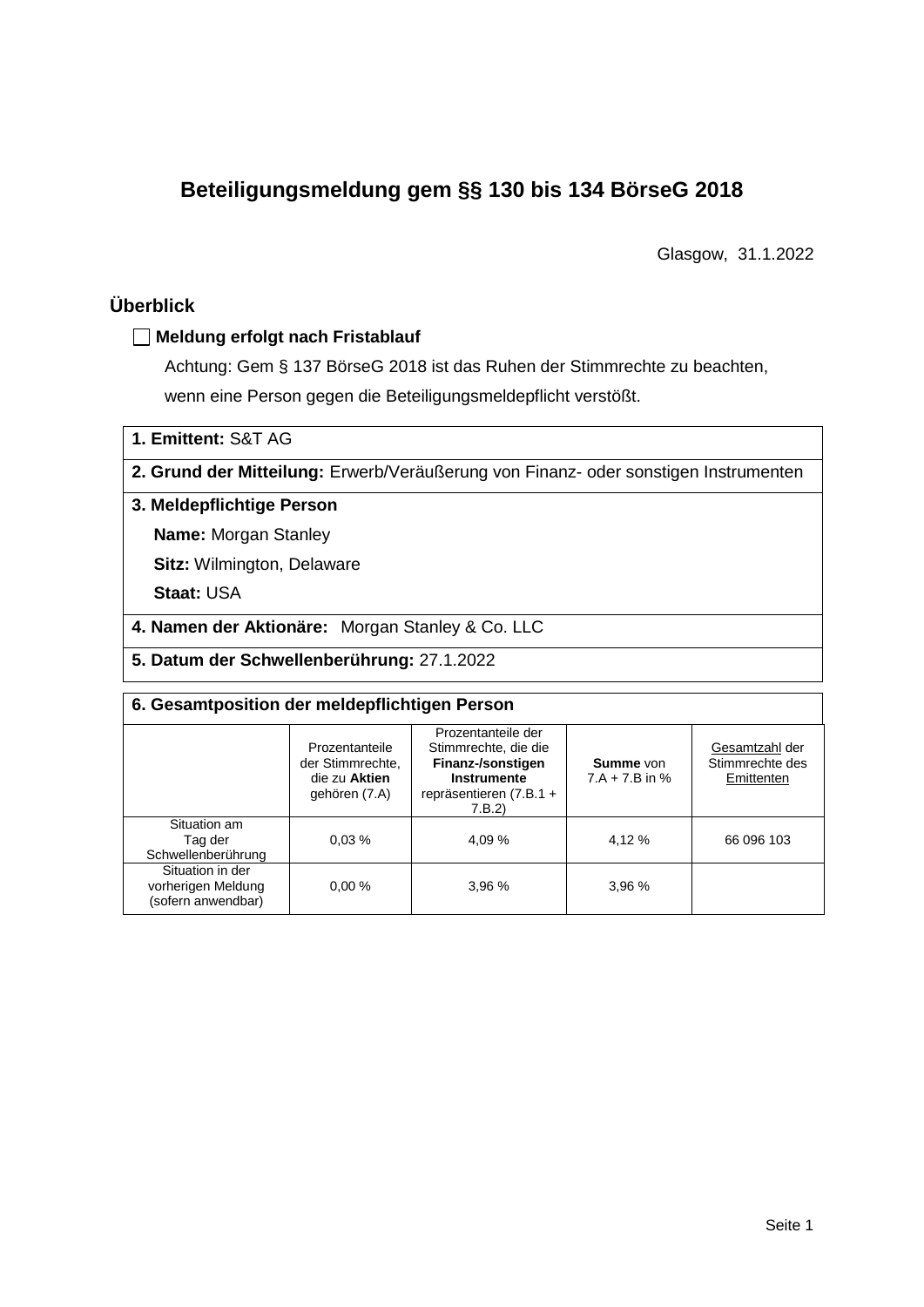# Beteiligungsmeldung gem §§ 130 bis 134 BörseG 2018

Glasgow, 31.1.2022

## Überblick

☐ **Meldung erfolgt nach Fristablauf**

Achtung: Gem § 137 BörseG 2018 ist das Ruhen der Stimmrechte zu beachten, wenn eine Person gegen die Beteiligungsmeldepflicht verstößt.

**1. Emittent:** S&T AG

**2. Grund der Mitteilung:** Erwerb/Veräußerung von Finanz- oder sonstigen Instrumenten

**3. Meldepflichtige Person**

**Name:** Morgan Stanley

**Sitz:** Wilmington, Delaware

**Staat:** USA

**4. Namen der Aktionäre:** Morgan Stanley & Co. LLC

**5. Datum der Schwellenberührung:** 27.1.2022

**6. Gesamtposition der meldepflichtigen Person**

| | Prozentanteile der Stimmrechte, die zu **Aktien** gehören (7.A) | Prozentanteile der Stimmrechte, die die **Finanz-/sonstigen Instrumente** repräsentieren (7.B.1 + 7.B.2) | **Summe** von 7.A + 7.B in % | Gesamtzahl der Stimmrechte des Emittenten |
|---|---|---|---|---|
| Situation am Tag der Schwellenberührung | 0,03 % | 4,09 % | 4,12 % | 66 096 103 |
| Situation in der vorherigen Meldung (sofern anwendbar) | 0,00 % | 3,96 % | 3,96 % | |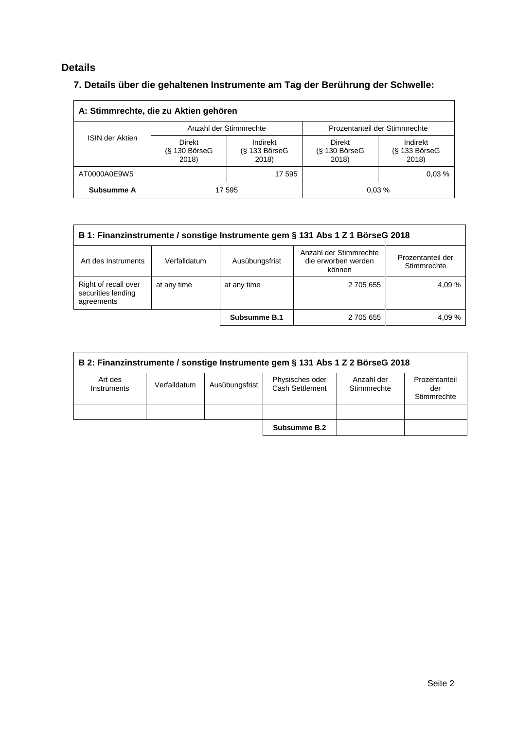## Details

### 7. Details über die gehaltenen Instrumente am Tag der Berührung der Schwelle:

| A: Stimmrechte, die zu Aktien gehören | | | | |
|---|---|---|---|---|
| ISIN der Aktien | Anzahl der Stimmrechte | | Prozentanteil der Stimmrechte | |
| | Direkt (§ 130 BörseG 2018) | Indirekt (§ 133 BörseG 2018) | Direkt (§ 130 BörseG 2018) | Indirekt (§ 133 BörseG 2018) |
| AT0000A0E9W5 | | 17 595 | | 0,03 % |
| **Subsumme A** | 17 595 | | 0,03 % | |

| B 1: Finanzinstrumente / sonstige Instrumente gem § 131 Abs 1 Z 1 BörseG 2018 | | | | |
|---|---|---|---|---|
| Art des Instruments | Verfalldatum | Ausübungsfrist | Anzahl der Stimmrechte die erworben werden können | Prozentanteil der Stimmrechte |
| Right of recall over securities lending agreements | at any time | at any time | 2 705 655 | 4,09 % |
| | | **Subsumme B.1** | 2 705 655 | 4,09 % |

| B 2: Finanzinstrumente / sonstige Instrumente gem § 131 Abs 1 Z 2 BörseG 2018 | | | | | |
|---|---|---|---|---|---|
| Art des Instruments | Verfalldatum | Ausübungsfrist | Physisches oder Cash Settlement | Anzahl der Stimmrechte | Prozentanteil der Stimmrechte |
| | | | | | |
| | | | **Subsumme B.2** | | |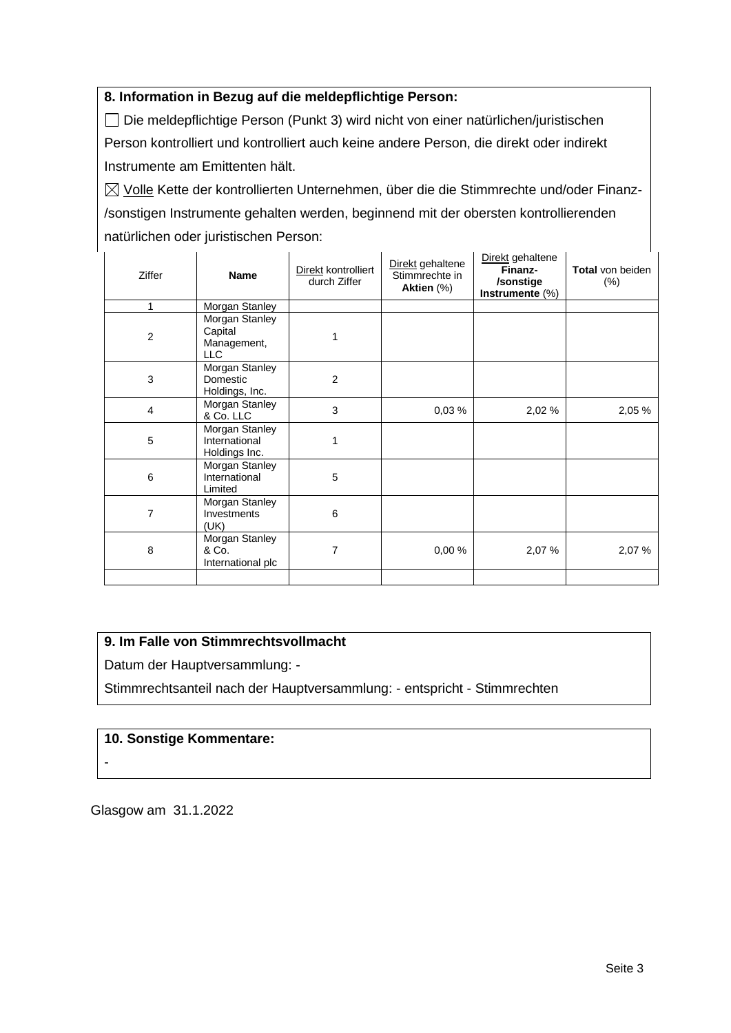**8. Information in Bezug auf die meldepflichtige Person:**

☐ Die meldepflichtige Person (Punkt 3) wird nicht von einer natürlichen/juristischen Person kontrolliert und kontrolliert auch keine andere Person, die direkt oder indirekt Instrumente am Emittenten hält.

☒ Volle Kette der kontrollierten Unternehmen, über die die Stimmrechte und/oder Finanz-/sonstigen Instrumente gehalten werden, beginnend mit der obersten kontrollierenden natürlichen oder juristischen Person:

| Ziffer | **Name** | Direkt kontrolliert durch Ziffer | Direkt gehaltene Stimmrechte in **Aktien** (%) | Direkt gehaltene **Finanz-/sonstige Instrumente** (%) | **Total** von beiden (%) |
|---|---|---|---|---|---|
| 1 | Morgan Stanley | | | | |
| 2 | Morgan Stanley Capital Management, LLC | 1 | | | |
| 3 | Morgan Stanley Domestic Holdings, Inc. | 2 | | | |
| 4 | Morgan Stanley & Co. LLC | 3 | 0,03 % | 2,02 % | 2,05 % |
| 5 | Morgan Stanley International Holdings Inc. | 1 | | | |
| 6 | Morgan Stanley International Limited | 5 | | | |
| 7 | Morgan Stanley Investments (UK) | 6 | | | |
| 8 | Morgan Stanley & Co. International plc | 7 | 0,00 % | 2,07 % | 2,07 % |
| | | | | | |

**9. Im Falle von Stimmrechtsvollmacht**

Datum der Hauptversammlung: -

Stimmrechtsanteil nach der Hauptversammlung: - entspricht - Stimmrechten

**10. Sonstige Kommentare:**

-

Glasgow am 31.1.2022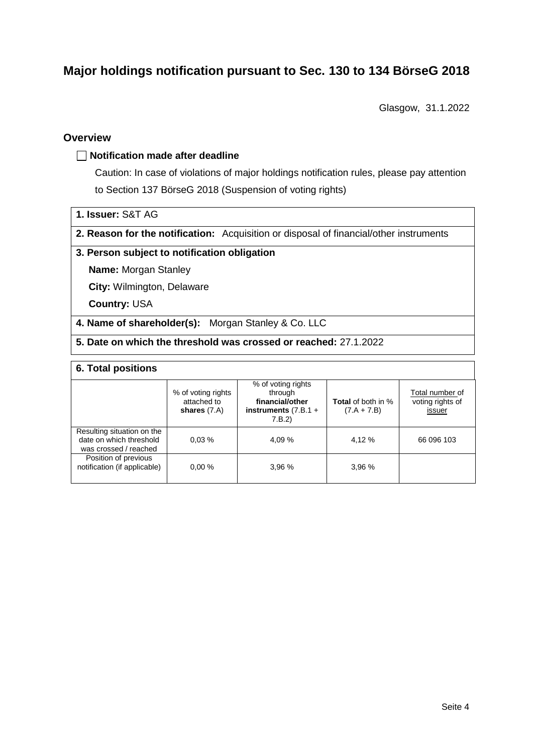# Major holdings notification pursuant to Sec. 130 to 134 BörseG 2018

Glasgow, 31.1.2022

## Overview

☐ **Notification made after deadline**

Caution: In case of violations of major holdings notification rules, please pay attention to Section 137 BörseG 2018 (Suspension of voting rights)

**1. Issuer:** S&T AG

**2. Reason for the notification:** Acquisition or disposal of financial/other instruments

**3. Person subject to notification obligation**

**Name:** Morgan Stanley

**City:** Wilmington, Delaware

**Country:** USA

**4. Name of shareholder(s):** Morgan Stanley & Co. LLC

**5. Date on which the threshold was crossed or reached:** 27.1.2022

**6. Total positions**

| | % of voting rights attached to **shares** (7.A) | % of voting rights through **financial/other instruments** (7.B.1 + 7.B.2) | **Total** of both in % (7.A + 7.B) | Total number of voting rights of issuer |
|---|---|---|---|---|
| Resulting situation on the date on which threshold was crossed / reached | 0,03 % | 4,09 % | 4,12 % | 66 096 103 |
| Position of previous notification (if applicable) | 0,00 % | 3,96 % | 3,96 % | |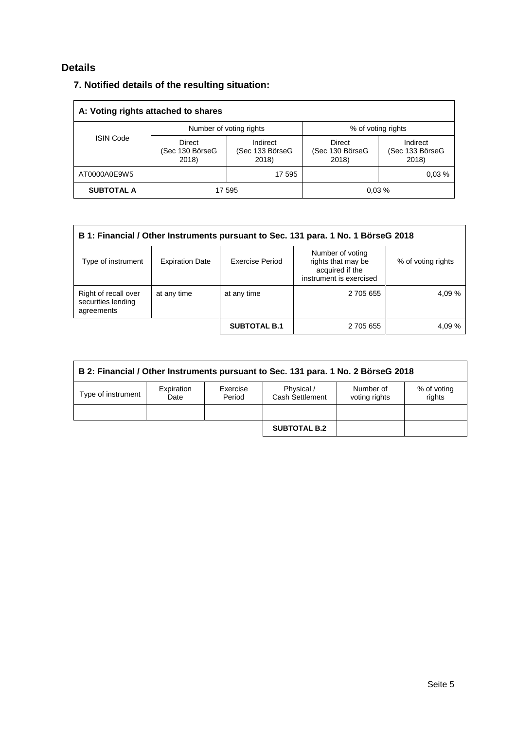## Details

### 7. Notified details of the resulting situation:

| A: Voting rights attached to shares | | | | |
|---|---|---|---|---|
| ISIN Code | Number of voting rights | | % of voting rights | |
| | Direct (Sec 130 BörseG 2018) | Indirect (Sec 133 BörseG 2018) | Direct (Sec 130 BörseG 2018) | Indirect (Sec 133 BörseG 2018) |
| AT0000A0E9W5 | | 17 595 | | 0,03 % |
| **SUBTOTAL A** | 17 595 | | 0,03 % | |

| B 1: Financial / Other Instruments pursuant to Sec. 131 para. 1 No. 1 BörseG 2018 | | | | |
|---|---|---|---|---|
| Type of instrument | Expiration Date | Exercise Period | Number of voting rights that may be acquired if the instrument is exercised | % of voting rights |
| Right of recall over securities lending agreements | at any time | at any time | 2 705 655 | 4,09 % |
| | | **SUBTOTAL B.1** | 2 705 655 | 4,09 % |

| B 2: Financial / Other Instruments pursuant to Sec. 131 para. 1 No. 2 BörseG 2018 | | | | | |
|---|---|---|---|---|---|
| Type of instrument | Expiration Date | Exercise Period | Physical / Cash Settlement | Number of voting rights | % of voting rights |
| | | | | | |
| | | | **SUBTOTAL B.2** | | |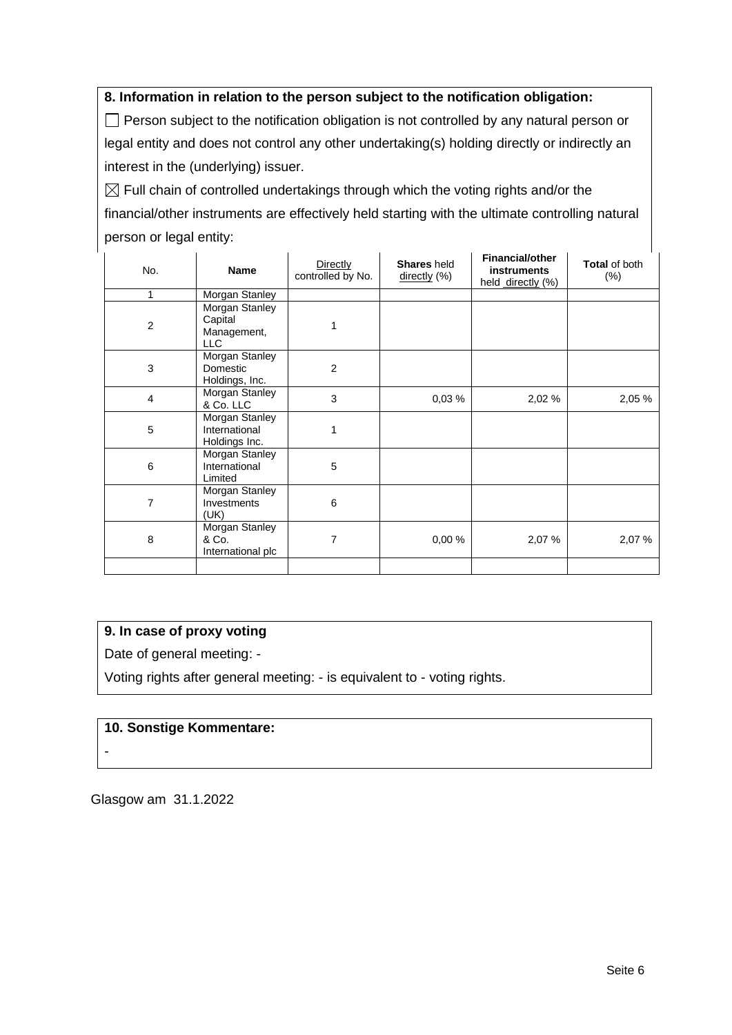**8. Information in relation to the person subject to the notification obligation:**

☐ Person subject to the notification obligation is not controlled by any natural person or legal entity and does not control any other undertaking(s) holding directly or indirectly an interest in the (underlying) issuer.

☒ Full chain of controlled undertakings through which the voting rights and/or the financial/other instruments are effectively held starting with the ultimate controlling natural person or legal entity:

| No. | Name | Directly controlled by No. | Shares held directly (%) | Financial/other instruments held directly (%) | Total of both (%) |
|---|---|---|---|---|---|
| 1 | Morgan Stanley | | | | |
| 2 | Morgan Stanley Capital Management, LLC | 1 | | | |
| 3 | Morgan Stanley Domestic Holdings, Inc. | 2 | | | |
| 4 | Morgan Stanley & Co. LLC | 3 | 0,03 % | 2,02 % | 2,05 % |
| 5 | Morgan Stanley International Holdings Inc. | 1 | | | |
| 6 | Morgan Stanley International Limited | 5 | | | |
| 7 | Morgan Stanley Investments (UK) | 6 | | | |
| 8 | Morgan Stanley & Co. International plc | 7 | 0,00 % | 2,07 % | 2,07 % |
| | | | | | |

**9. In case of proxy voting**

Date of general meeting: -

Voting rights after general meeting: - is equivalent to - voting rights.

**10. Sonstige Kommentare:**

-

Glasgow am 31.1.2022